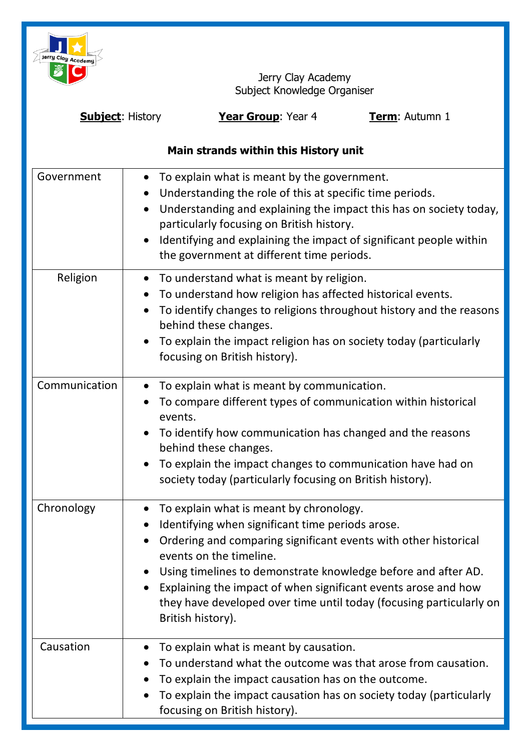Jerry Clay Academy
Subject Knowledge Organiser

**Subject**: History **Year Group**: Year 4 **Term**: Autumn 1

**Main strands within this History unit**

| | |
|---|---|
| Government | • To explain what is meant by the government.<br>• Understanding the role of this at specific time periods.<br>• Understanding and explaining the impact this has on society today, particularly focusing on British history.<br>• Identifying and explaining the impact of significant people within the government at different time periods. |
| Religion | • To understand what is meant by religion.<br>• To understand how religion has affected historical events.<br>• To identify changes to religions throughout history and the reasons behind these changes.<br>• To explain the impact religion has on society today (particularly focusing on British history). |
| Communication | • To explain what is meant by communication.<br>• To compare different types of communication within historical events.<br>• To identify how communication has changed and the reasons behind these changes.<br>• To explain the impact changes to communication have had on society today (particularly focusing on British history). |
| Chronology | • To explain what is meant by chronology.<br>• Identifying when significant time periods arose.<br>• Ordering and comparing significant events with other historical events on the timeline.<br>• Using timelines to demonstrate knowledge before and after AD.<br>• Explaining the impact of when significant events arose and how they have developed over time until today (focusing particularly on British history). |
| Causation | • To explain what is meant by causation.<br>• To understand what the outcome was that arose from causation.<br>• To explain the impact causation has on the outcome.<br>• To explain the impact causation has on society today (particularly focusing on British history). |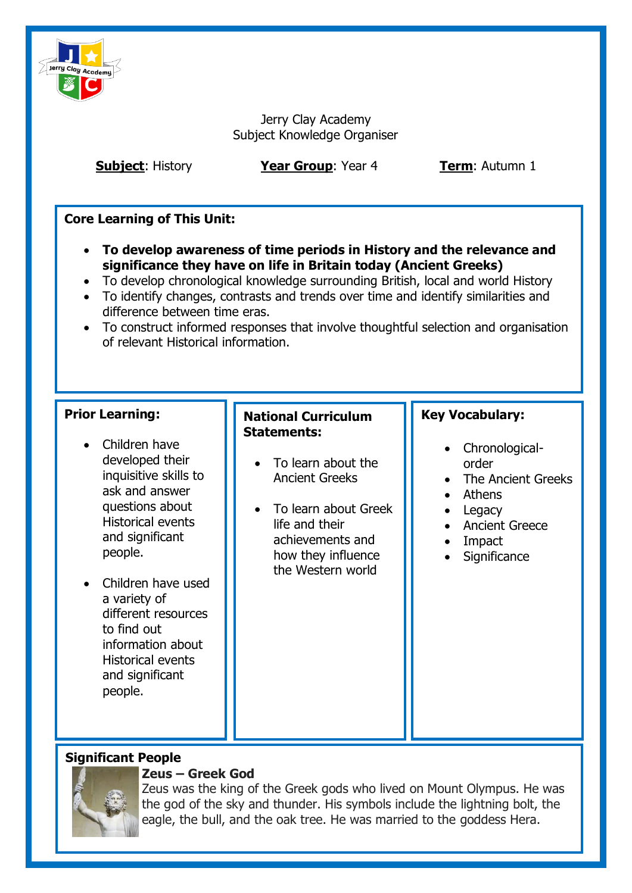Jerry Clay Academy
Subject Knowledge Organiser

**Subject**: History **Year Group**: Year 4 **Term**: Autumn 1

## Core Learning of This Unit:

- **To develop awareness of time periods in History and the relevance and significance they have on life in Britain today (Ancient Greeks)**
- To develop chronological knowledge surrounding British, local and world History
- To identify changes, contrasts and trends over time and identify similarities and difference between time eras.
- To construct informed responses that involve thoughtful selection and organisation of relevant Historical information.

## Prior Learning:

- Children have developed their inquisitive skills to ask and answer questions about Historical events and significant people.
- Children have used a variety of different resources to find out information about Historical events and significant people.

## National Curriculum Statements:

- To learn about the Ancient Greeks
- To learn about Greek life and their achievements and how they influence the Western world

## Key Vocabulary:

- Chronological-order
- The Ancient Greeks
- Athens
- Legacy
- Ancient Greece
- Impact
- Significance

## Significant People

**Zeus – Greek God**

Zeus was the king of the Greek gods who lived on Mount Olympus. He was the god of the sky and thunder. His symbols include the lightning bolt, the eagle, the bull, and the oak tree. He was married to the goddess Hera.